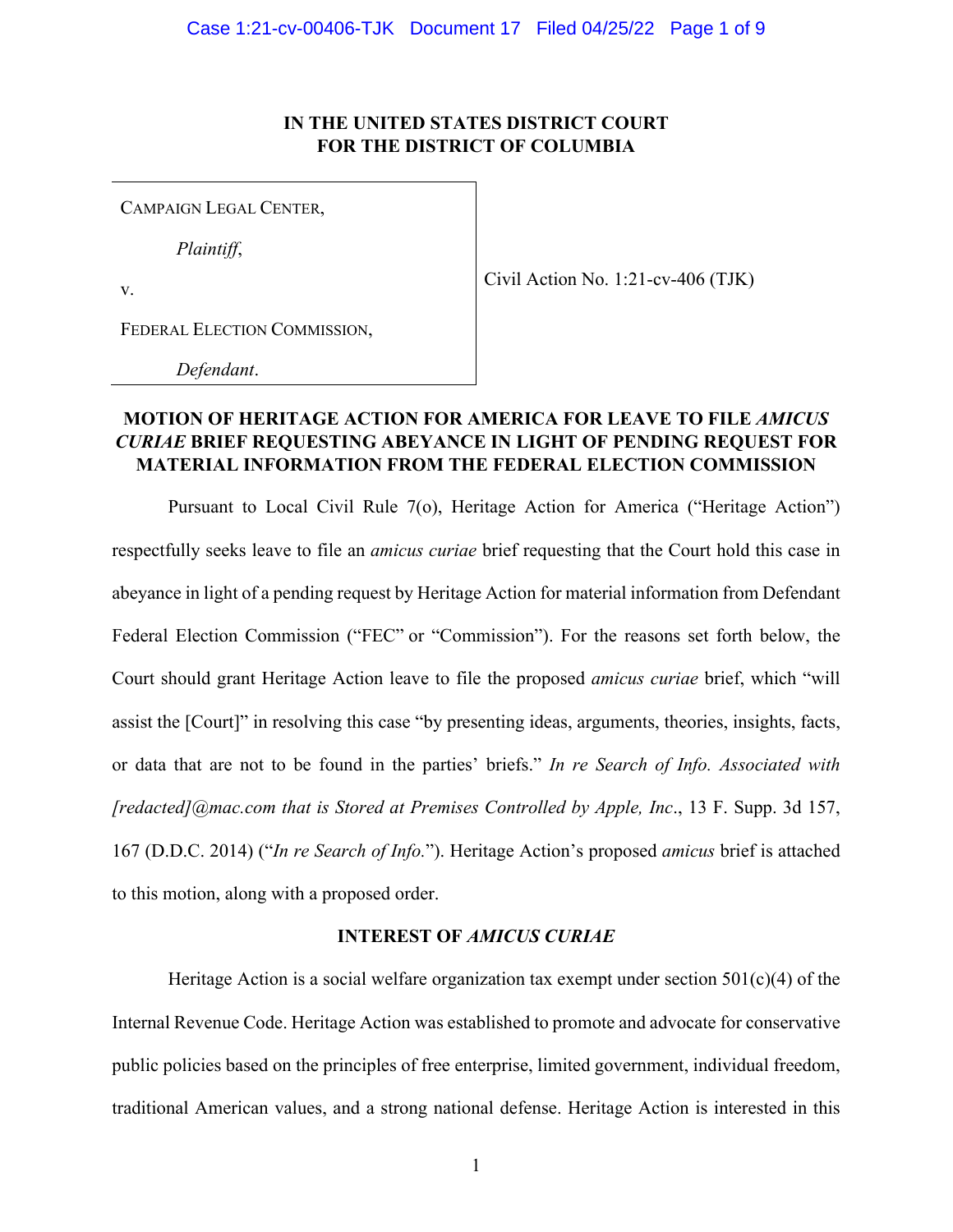**IN THE UNITED STATES DISTRICT COURT**
**FOR THE DISTRICT OF COLUMBIA**

CAMPAIGN LEGAL CENTER,

*Plaintiff*,

v.

FEDERAL ELECTION COMMISSION,

*Defendant*.

Civil Action No. 1:21-cv-406 (TJK)

**MOTION OF HERITAGE ACTION FOR AMERICA FOR LEAVE TO FILE *AMICUS CURIAE* BRIEF REQUESTING ABEYANCE IN LIGHT OF PENDING REQUEST FOR MATERIAL INFORMATION FROM THE FEDERAL ELECTION COMMISSION**

Pursuant to Local Civil Rule 7(o), Heritage Action for America ("Heritage Action") respectfully seeks leave to file an *amicus curiae* brief requesting that the Court hold this case in abeyance in light of a pending request by Heritage Action for material information from Defendant Federal Election Commission ("FEC" or "Commission"). For the reasons set forth below, the Court should grant Heritage Action leave to file the proposed *amicus curiae* brief, which "will assist the [Court]" in resolving this case "by presenting ideas, arguments, theories, insights, facts, or data that are not to be found in the parties' briefs." *In re Search of Info. Associated with [redacted]@mac.com that is Stored at Premises Controlled by Apple, Inc*., 13 F. Supp. 3d 157, 167 (D.D.C. 2014) ("*In re Search of Info.*"). Heritage Action's proposed *amicus* brief is attached to this motion, along with a proposed order.

**INTEREST OF *AMICUS CURIAE***

Heritage Action is a social welfare organization tax exempt under section 501(c)(4) of the Internal Revenue Code. Heritage Action was established to promote and advocate for conservative public policies based on the principles of free enterprise, limited government, individual freedom, traditional American values, and a strong national defense. Heritage Action is interested in this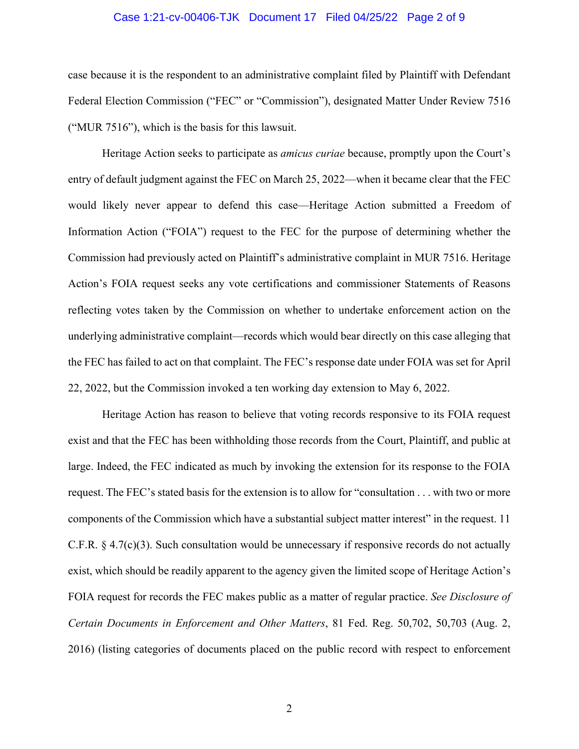case because it is the respondent to an administrative complaint filed by Plaintiff with Defendant Federal Election Commission ("FEC" or "Commission"), designated Matter Under Review 7516 ("MUR 7516"), which is the basis for this lawsuit.

Heritage Action seeks to participate as *amicus curiae* because, promptly upon the Court's entry of default judgment against the FEC on March 25, 2022—when it became clear that the FEC would likely never appear to defend this case—Heritage Action submitted a Freedom of Information Action ("FOIA") request to the FEC for the purpose of determining whether the Commission had previously acted on Plaintiff's administrative complaint in MUR 7516. Heritage Action's FOIA request seeks any vote certifications and commissioner Statements of Reasons reflecting votes taken by the Commission on whether to undertake enforcement action on the underlying administrative complaint—records which would bear directly on this case alleging that the FEC has failed to act on that complaint. The FEC's response date under FOIA was set for April 22, 2022, but the Commission invoked a ten working day extension to May 6, 2022.

Heritage Action has reason to believe that voting records responsive to its FOIA request exist and that the FEC has been withholding those records from the Court, Plaintiff, and public at large. Indeed, the FEC indicated as much by invoking the extension for its response to the FOIA request. The FEC's stated basis for the extension is to allow for "consultation . . . with two or more components of the Commission which have a substantial subject matter interest" in the request. 11 C.F.R. § 4.7(c)(3). Such consultation would be unnecessary if responsive records do not actually exist, which should be readily apparent to the agency given the limited scope of Heritage Action's FOIA request for records the FEC makes public as a matter of regular practice. *See Disclosure of Certain Documents in Enforcement and Other Matters*, 81 Fed. Reg. 50,702, 50,703 (Aug. 2, 2016) (listing categories of documents placed on the public record with respect to enforcement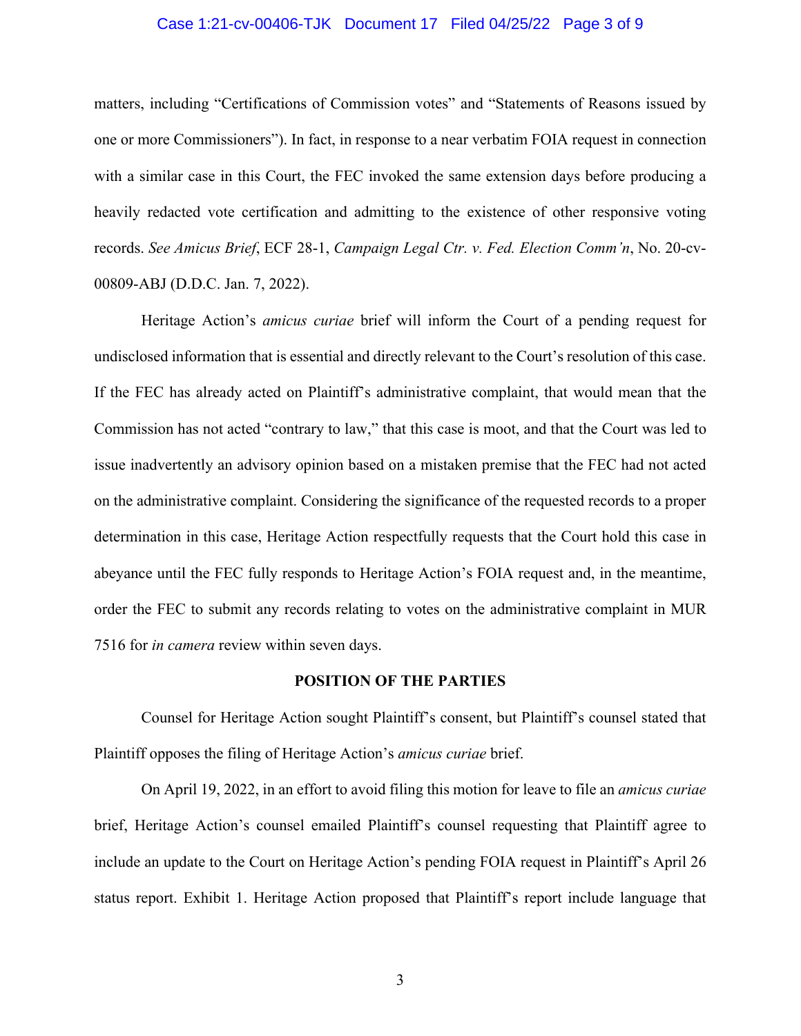matters, including "Certifications of Commission votes" and "Statements of Reasons issued by one or more Commissioners"). In fact, in response to a near verbatim FOIA request in connection with a similar case in this Court, the FEC invoked the same extension days before producing a heavily redacted vote certification and admitting to the existence of other responsive voting records. *See Amicus Brief*, ECF 28-1, *Campaign Legal Ctr. v. Fed. Election Comm'n*, No. 20-cv-00809-ABJ (D.D.C. Jan. 7, 2022).

Heritage Action's *amicus curiae* brief will inform the Court of a pending request for undisclosed information that is essential and directly relevant to the Court's resolution of this case. If the FEC has already acted on Plaintiff's administrative complaint, that would mean that the Commission has not acted "contrary to law," that this case is moot, and that the Court was led to issue inadvertently an advisory opinion based on a mistaken premise that the FEC had not acted on the administrative complaint. Considering the significance of the requested records to a proper determination in this case, Heritage Action respectfully requests that the Court hold this case in abeyance until the FEC fully responds to Heritage Action's FOIA request and, in the meantime, order the FEC to submit any records relating to votes on the administrative complaint in MUR 7516 for *in camera* review within seven days.

## POSITION OF THE PARTIES

Counsel for Heritage Action sought Plaintiff's consent, but Plaintiff's counsel stated that Plaintiff opposes the filing of Heritage Action's *amicus curiae* brief.

On April 19, 2022, in an effort to avoid filing this motion for leave to file an *amicus curiae* brief, Heritage Action's counsel emailed Plaintiff's counsel requesting that Plaintiff agree to include an update to the Court on Heritage Action's pending FOIA request in Plaintiff's April 26 status report. Exhibit 1. Heritage Action proposed that Plaintiff's report include language that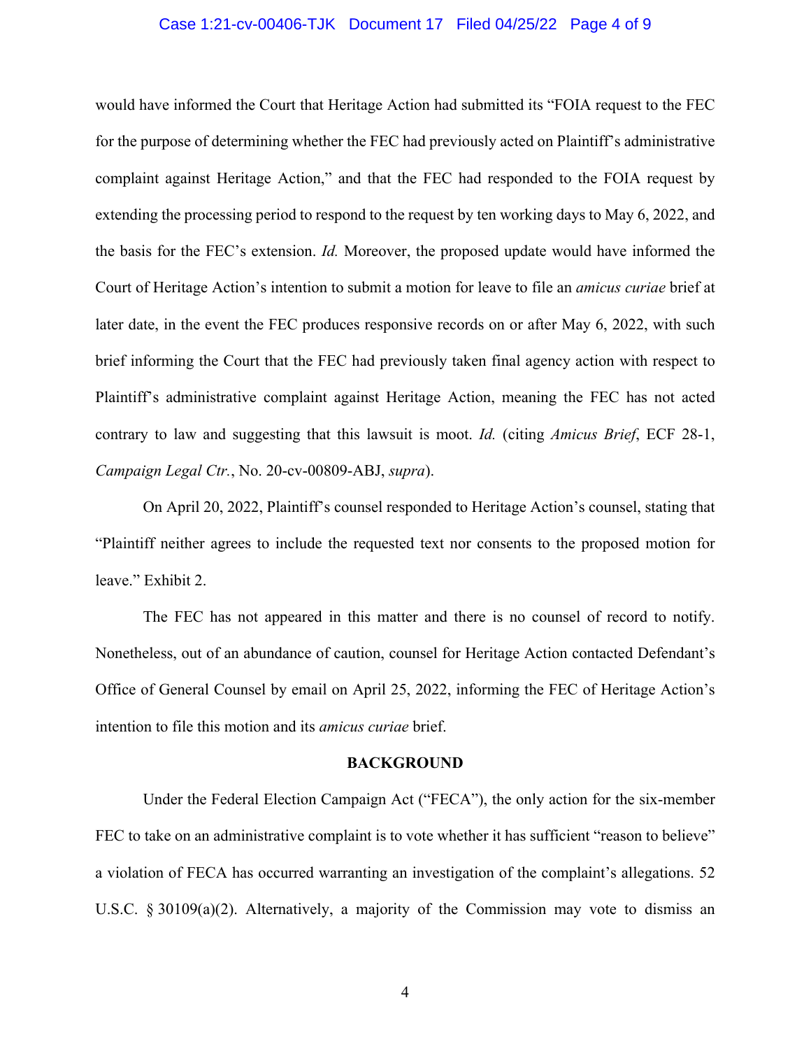would have informed the Court that Heritage Action had submitted its "FOIA request to the FEC for the purpose of determining whether the FEC had previously acted on Plaintiff's administrative complaint against Heritage Action," and that the FEC had responded to the FOIA request by extending the processing period to respond to the request by ten working days to May 6, 2022, and the basis for the FEC's extension. *Id.* Moreover, the proposed update would have informed the Court of Heritage Action's intention to submit a motion for leave to file an *amicus curiae* brief at later date, in the event the FEC produces responsive records on or after May 6, 2022, with such brief informing the Court that the FEC had previously taken final agency action with respect to Plaintiff's administrative complaint against Heritage Action, meaning the FEC has not acted contrary to law and suggesting that this lawsuit is moot. *Id.* (citing *Amicus Brief*, ECF 28-1, *Campaign Legal Ctr.*, No. 20-cv-00809-ABJ, *supra*).

On April 20, 2022, Plaintiff's counsel responded to Heritage Action's counsel, stating that "Plaintiff neither agrees to include the requested text nor consents to the proposed motion for leave." Exhibit 2.

The FEC has not appeared in this matter and there is no counsel of record to notify. Nonetheless, out of an abundance of caution, counsel for Heritage Action contacted Defendant's Office of General Counsel by email on April 25, 2022, informing the FEC of Heritage Action's intention to file this motion and its *amicus curiae* brief.

## BACKGROUND

Under the Federal Election Campaign Act ("FECA"), the only action for the six-member FEC to take on an administrative complaint is to vote whether it has sufficient "reason to believe" a violation of FECA has occurred warranting an investigation of the complaint's allegations. 52 U.S.C. § 30109(a)(2). Alternatively, a majority of the Commission may vote to dismiss an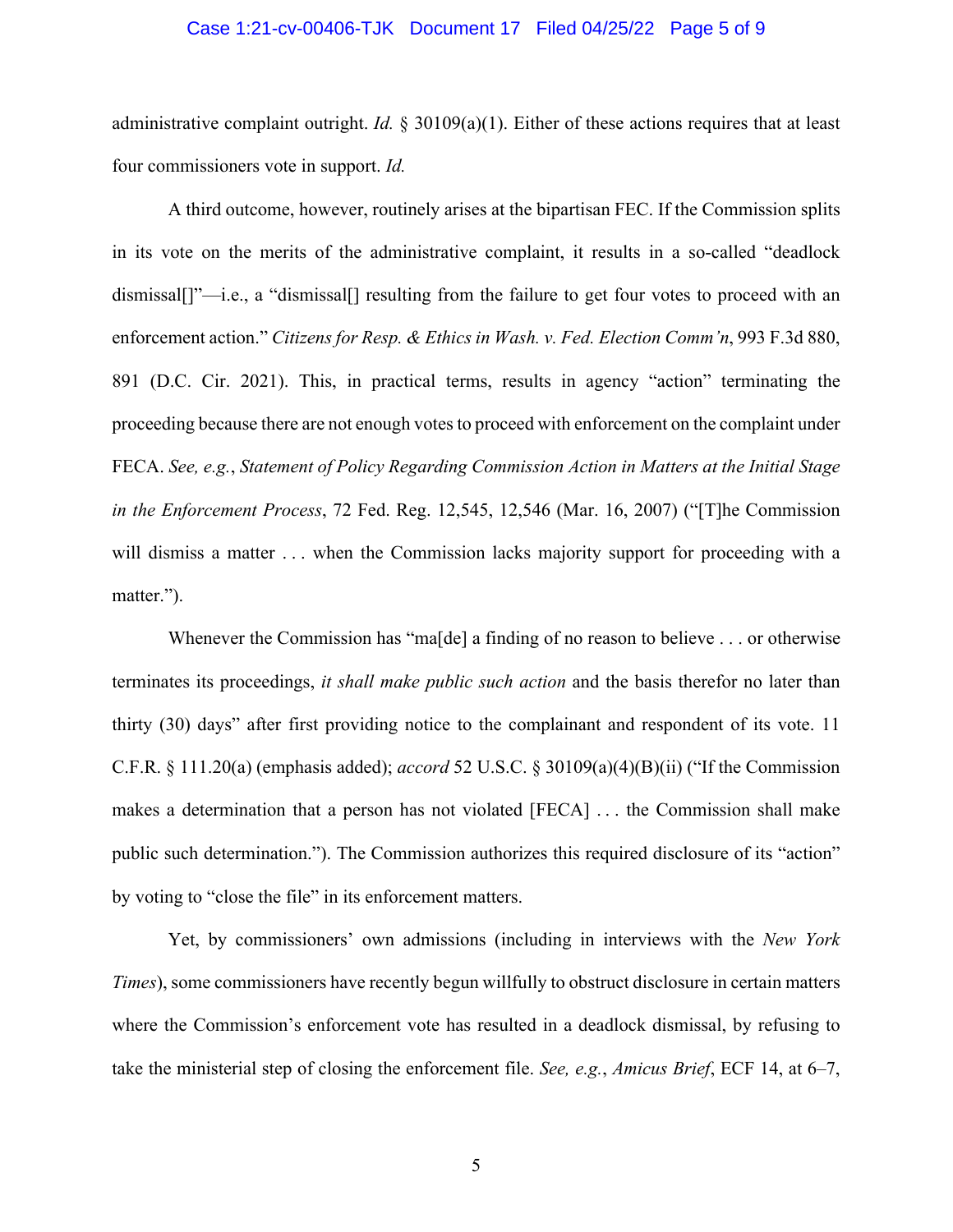administrative complaint outright. *Id.* § 30109(a)(1). Either of these actions requires that at least four commissioners vote in support. *Id.*

A third outcome, however, routinely arises at the bipartisan FEC. If the Commission splits in its vote on the merits of the administrative complaint, it results in a so-called "deadlock dismissal[]"—i.e., a "dismissal[] resulting from the failure to get four votes to proceed with an enforcement action." *Citizens for Resp. & Ethics in Wash. v. Fed. Election Comm'n*, 993 F.3d 880, 891 (D.C. Cir. 2021). This, in practical terms, results in agency "action" terminating the proceeding because there are not enough votes to proceed with enforcement on the complaint under FECA. *See, e.g.*, *Statement of Policy Regarding Commission Action in Matters at the Initial Stage in the Enforcement Process*, 72 Fed. Reg. 12,545, 12,546 (Mar. 16, 2007) ("[T]he Commission will dismiss a matter . . . when the Commission lacks majority support for proceeding with a matter.").

Whenever the Commission has "ma[de] a finding of no reason to believe . . . or otherwise terminates its proceedings, *it shall make public such action* and the basis therefor no later than thirty (30) days" after first providing notice to the complainant and respondent of its vote. 11 C.F.R. § 111.20(a) (emphasis added); *accord* 52 U.S.C. § 30109(a)(4)(B)(ii) ("If the Commission makes a determination that a person has not violated [FECA] . . . the Commission shall make public such determination."). The Commission authorizes this required disclosure of its "action" by voting to "close the file" in its enforcement matters.

Yet, by commissioners' own admissions (including in interviews with the *New York Times*), some commissioners have recently begun willfully to obstruct disclosure in certain matters where the Commission's enforcement vote has resulted in a deadlock dismissal, by refusing to take the ministerial step of closing the enforcement file. *See, e.g.*, *Amicus Brief*, ECF 14, at 6–7,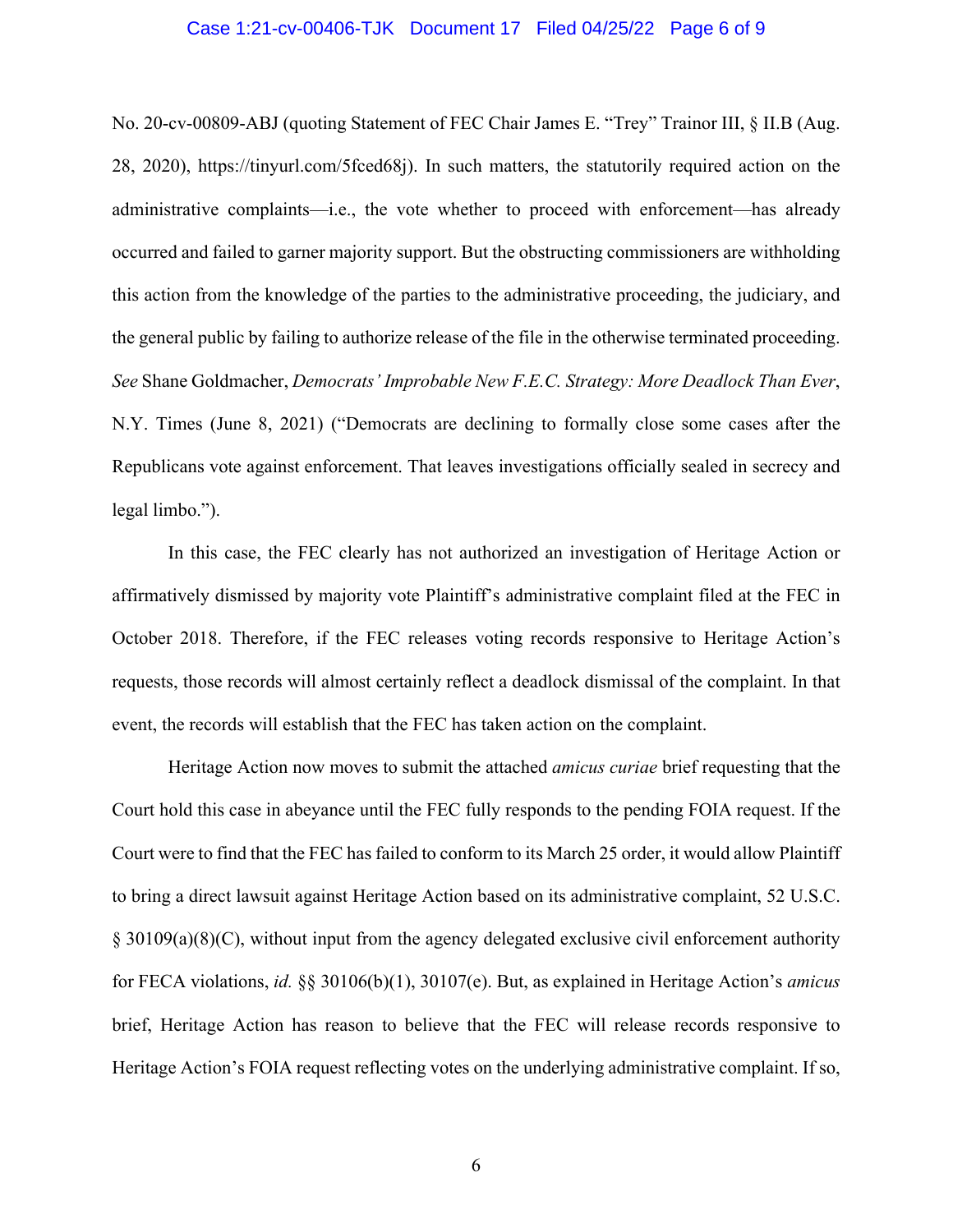No. 20-cv-00809-ABJ (quoting Statement of FEC Chair James E. "Trey" Trainor III, § II.B (Aug. 28, 2020), https://tinyurl.com/5fced68j). In such matters, the statutorily required action on the administrative complaints—i.e., the vote whether to proceed with enforcement—has already occurred and failed to garner majority support. But the obstructing commissioners are withholding this action from the knowledge of the parties to the administrative proceeding, the judiciary, and the general public by failing to authorize release of the file in the otherwise terminated proceeding. *See* Shane Goldmacher, *Democrats' Improbable New F.E.C. Strategy: More Deadlock Than Ever*, N.Y. Times (June 8, 2021) ("Democrats are declining to formally close some cases after the Republicans vote against enforcement. That leaves investigations officially sealed in secrecy and legal limbo.").

In this case, the FEC clearly has not authorized an investigation of Heritage Action or affirmatively dismissed by majority vote Plaintiff's administrative complaint filed at the FEC in October 2018. Therefore, if the FEC releases voting records responsive to Heritage Action's requests, those records will almost certainly reflect a deadlock dismissal of the complaint. In that event, the records will establish that the FEC has taken action on the complaint.

Heritage Action now moves to submit the attached *amicus curiae* brief requesting that the Court hold this case in abeyance until the FEC fully responds to the pending FOIA request. If the Court were to find that the FEC has failed to conform to its March 25 order, it would allow Plaintiff to bring a direct lawsuit against Heritage Action based on its administrative complaint, 52 U.S.C. § 30109(a)(8)(C), without input from the agency delegated exclusive civil enforcement authority for FECA violations, *id.* §§ 30106(b)(1), 30107(e). But, as explained in Heritage Action's *amicus* brief, Heritage Action has reason to believe that the FEC will release records responsive to Heritage Action's FOIA request reflecting votes on the underlying administrative complaint. If so,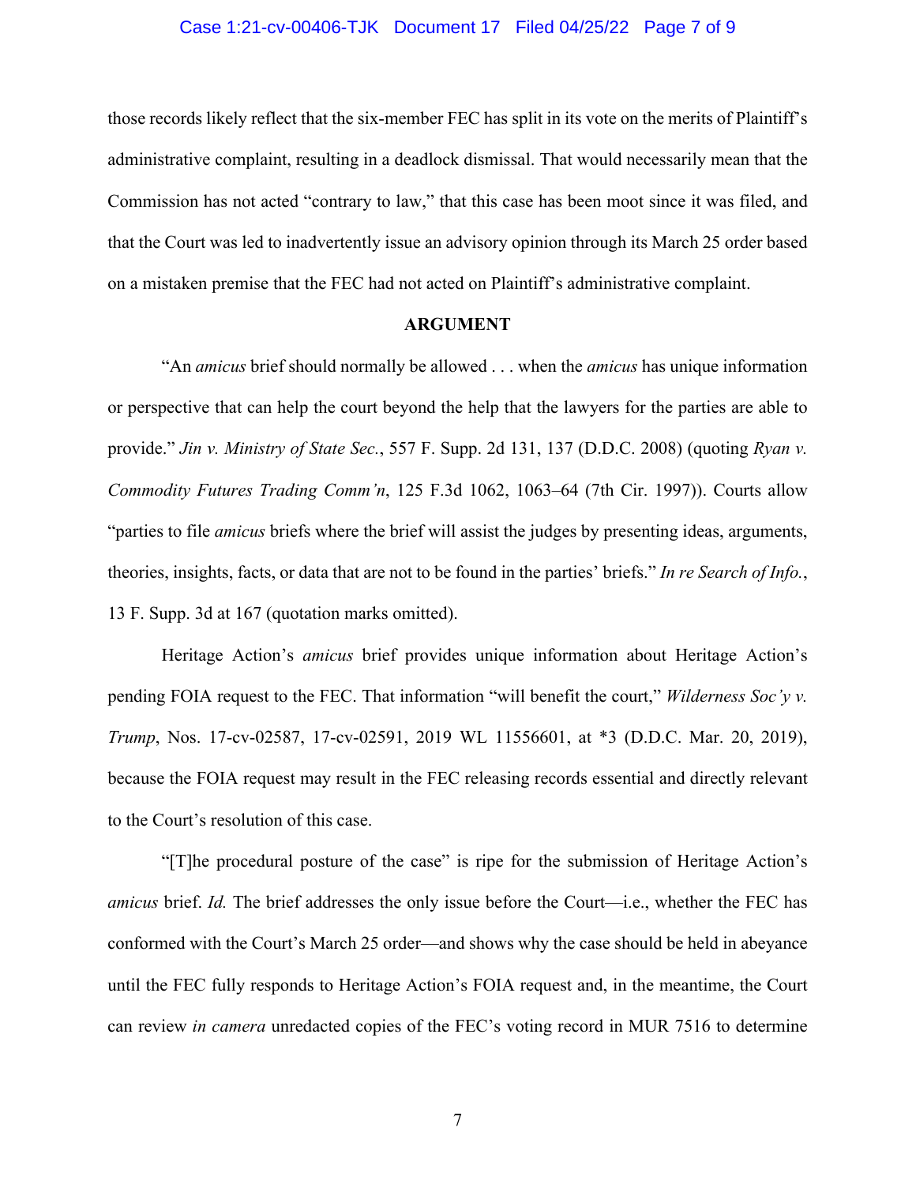those records likely reflect that the six-member FEC has split in its vote on the merits of Plaintiff's administrative complaint, resulting in a deadlock dismissal. That would necessarily mean that the Commission has not acted "contrary to law," that this case has been moot since it was filed, and that the Court was led to inadvertently issue an advisory opinion through its March 25 order based on a mistaken premise that the FEC had not acted on Plaintiff's administrative complaint.

**ARGUMENT**

"An *amicus* brief should normally be allowed . . . when the *amicus* has unique information or perspective that can help the court beyond the help that the lawyers for the parties are able to provide." *Jin v. Ministry of State Sec.*, 557 F. Supp. 2d 131, 137 (D.D.C. 2008) (quoting *Ryan v. Commodity Futures Trading Comm'n*, 125 F.3d 1062, 1063–64 (7th Cir. 1997)). Courts allow "parties to file *amicus* briefs where the brief will assist the judges by presenting ideas, arguments, theories, insights, facts, or data that are not to be found in the parties' briefs." *In re Search of Info.*, 13 F. Supp. 3d at 167 (quotation marks omitted).

Heritage Action's *amicus* brief provides unique information about Heritage Action's pending FOIA request to the FEC. That information "will benefit the court," *Wilderness Soc'y v. Trump*, Nos. 17-cv-02587, 17-cv-02591, 2019 WL 11556601, at *3 (D.D.C. Mar. 20, 2019), because the FOIA request may result in the FEC releasing records essential and directly relevant to the Court's resolution of this case.

"[T]he procedural posture of the case" is ripe for the submission of Heritage Action's *amicus* brief. *Id.* The brief addresses the only issue before the Court—i.e., whether the FEC has conformed with the Court's March 25 order—and shows why the case should be held in abeyance until the FEC fully responds to Heritage Action's FOIA request and, in the meantime, the Court can review *in camera* unredacted copies of the FEC's voting record in MUR 7516 to determine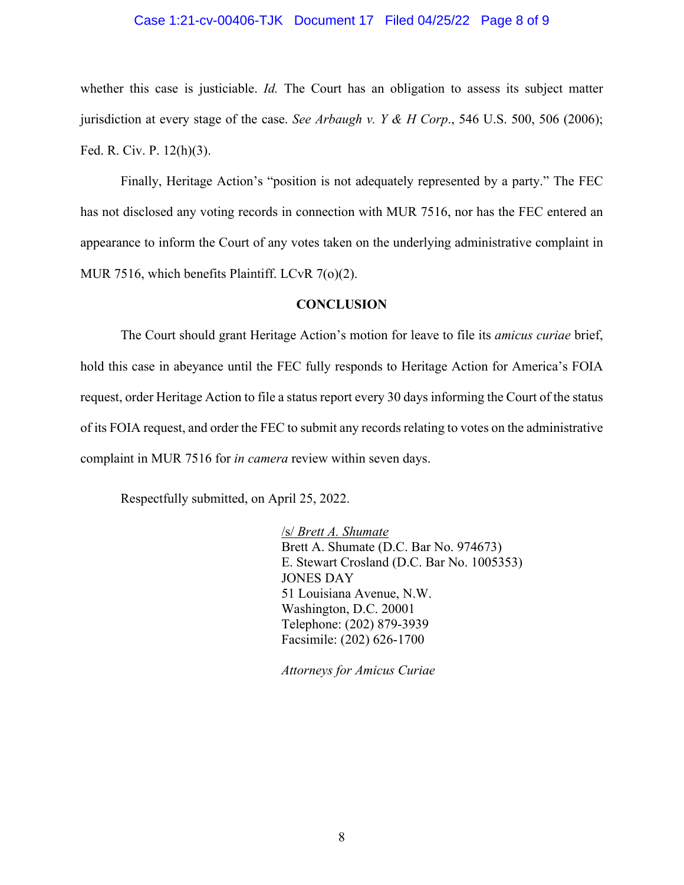whether this case is justiciable. *Id.* The Court has an obligation to assess its subject matter jurisdiction at every stage of the case. *See Arbaugh v. Y & H Corp.*, 546 U.S. 500, 506 (2006); Fed. R. Civ. P. 12(h)(3).

Finally, Heritage Action's "position is not adequately represented by a party." The FEC has not disclosed any voting records in connection with MUR 7516, nor has the FEC entered an appearance to inform the Court of any votes taken on the underlying administrative complaint in MUR 7516, which benefits Plaintiff. LCvR 7(o)(2).

## CONCLUSION

The Court should grant Heritage Action's motion for leave to file its *amicus curiae* brief, hold this case in abeyance until the FEC fully responds to Heritage Action for America's FOIA request, order Heritage Action to file a status report every 30 days informing the Court of the status of its FOIA request, and order the FEC to submit any records relating to votes on the administrative complaint in MUR 7516 for *in camera* review within seven days.

Respectfully submitted, on April 25, 2022.

/s/ *Brett A. Shumate*
Brett A. Shumate (D.C. Bar No. 974673)
E. Stewart Crosland (D.C. Bar No. 1005353)
JONES DAY
51 Louisiana Avenue, N.W.
Washington, D.C. 20001
Telephone: (202) 879-3939
Facsimile: (202) 626-1700

*Attorneys for Amicus Curiae*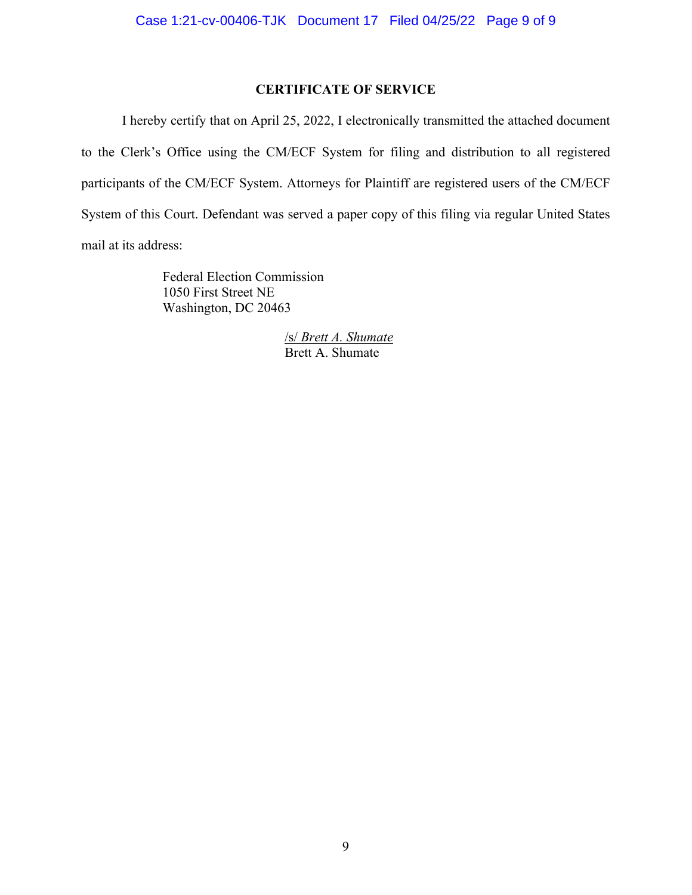## CERTIFICATE OF SERVICE

I hereby certify that on April 25, 2022, I electronically transmitted the attached document to the Clerk's Office using the CM/ECF System for filing and distribution to all registered participants of the CM/ECF System. Attorneys for Plaintiff are registered users of the CM/ECF System of this Court. Defendant was served a paper copy of this filing via regular United States mail at its address:

Federal Election Commission
1050 First Street NE
Washington, DC 20463

/s/ *Brett A. Shumate*
Brett A. Shumate